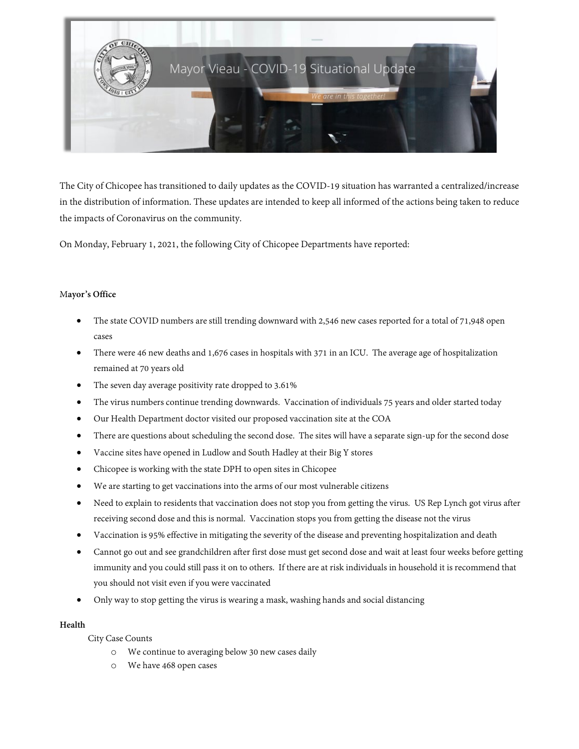The City of Chicopee has transitioned to daily updates as the COVID-19 situation has warranted a centralized/increase in the distribution of information. These updates are intended to keep all informed of the actions being taken to reduce the impacts of Coronavirus on the community.

On Monday, February 1, 2021, the following City of Chicopee Departments have reported:

**Mayor's Office**

- The state COVID numbers are still trending downward with 2,546 new cases reported for a total of 71,948 open cases
- There were 46 new deaths and 1,676 cases in hospitals with 371 in an ICU. The average age of hospitalization remained at 70 years old
- The seven day average positivity rate dropped to 3.61%
- The virus numbers continue trending downwards. Vaccination of individuals 75 years and older started today
- Our Health Department doctor visited our proposed vaccination site at the COA
- There are questions about scheduling the second dose. The sites will have a separate sign-up for the second dose
- Vaccine sites have opened in Ludlow and South Hadley at their Big Y stores
- Chicopee is working with the state DPH to open sites in Chicopee
- We are starting to get vaccinations into the arms of our most vulnerable citizens
- Need to explain to residents that vaccination does not stop you from getting the virus. US Rep Lynch got virus after receiving second dose and this is normal. Vaccination stops you from getting the disease not the virus
- Vaccination is 95% effective in mitigating the severity of the disease and preventing hospitalization and death
- Cannot go out and see grandchildren after first dose must get second dose and wait at least four weeks before getting immunity and you could still pass it on to others. If there are at risk individuals in household it is recommend that you should not visit even if you were vaccinated
- Only way to stop getting the virus is wearing a mask, washing hands and social distancing

**Health**

City Case Counts

- We continue to averaging below 30 new cases daily
- We have 468 open cases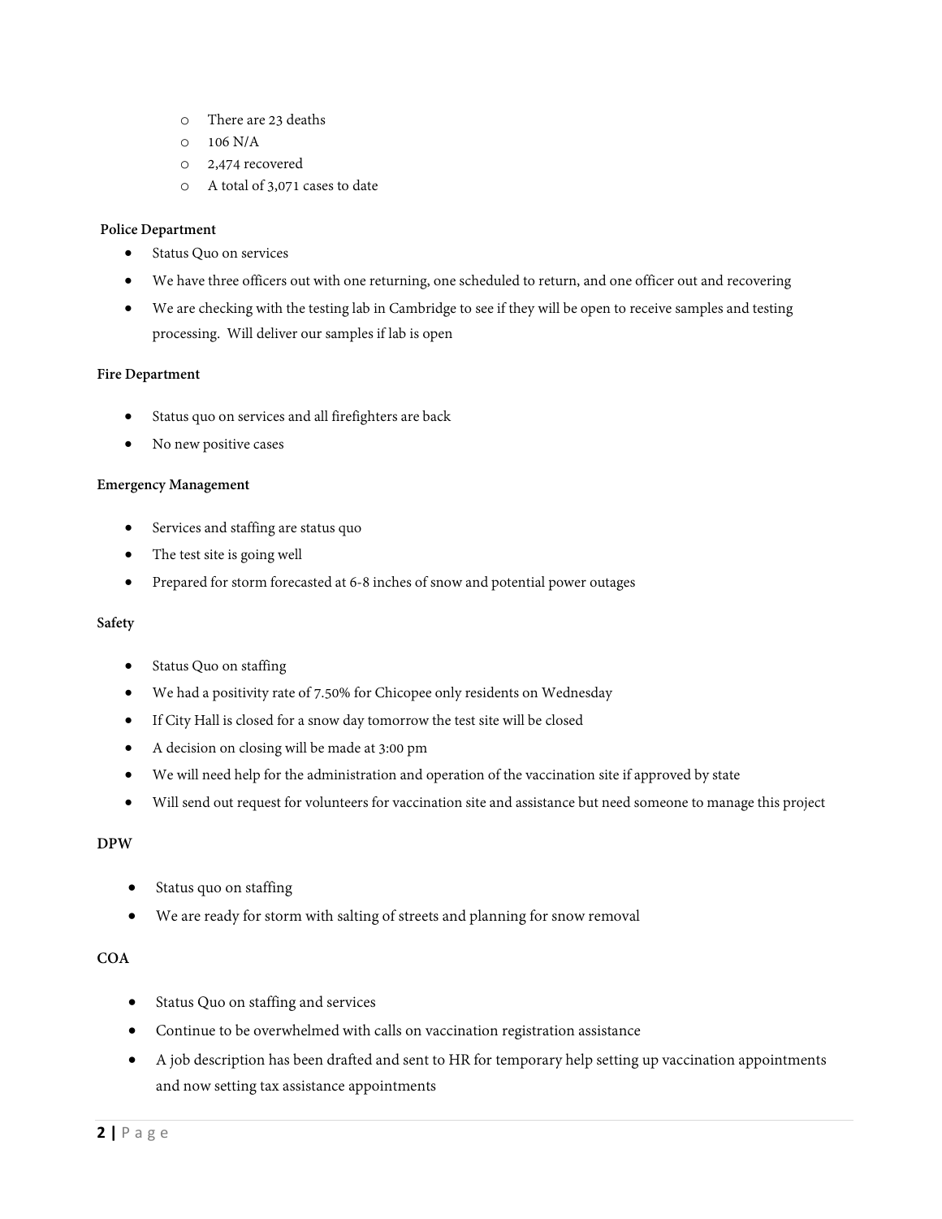- There are 23 deaths
- 106 N/A
- 2,474 recovered
- A total of 3,071 cases to date

**Police Department**

- Status Quo on services
- We have three officers out with one returning, one scheduled to return, and one officer out and recovering
- We are checking with the testing lab in Cambridge to see if they will be open to receive samples and testing processing. Will deliver our samples if lab is open

**Fire Department**

- Status quo on services and all firefighters are back
- No new positive cases

**Emergency Management**

- Services and staffing are status quo
- The test site is going well
- Prepared for storm forecasted at 6-8 inches of snow and potential power outages

**Safety**

- Status Quo on staffing
- We had a positivity rate of 7.50% for Chicopee only residents on Wednesday
- If City Hall is closed for a snow day tomorrow the test site will be closed
- A decision on closing will be made at 3:00 pm
- We will need help for the administration and operation of the vaccination site if approved by state
- Will send out request for volunteers for vaccination site and assistance but need someone to manage this project

**DPW**

- Status quo on staffing
- We are ready for storm with salting of streets and planning for snow removal

**COA**

- Status Quo on staffing and services
- Continue to be overwhelmed with calls on vaccination registration assistance
- A job description has been drafted and sent to HR for temporary help setting up vaccination appointments and now setting tax assistance appointments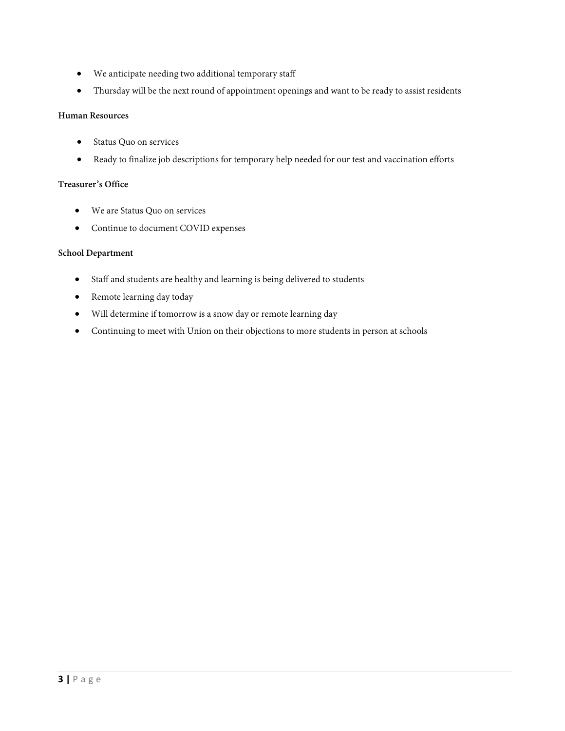- We anticipate needing two additional temporary staff
- Thursday will be the next round of appointment openings and want to be ready to assist residents

**Human Resources**

- Status Quo on services
- Ready to finalize job descriptions for temporary help needed for our test and vaccination efforts

**Treasurer's Office**

- We are Status Quo on services
- Continue to document COVID expenses

**School Department**

- Staff and students are healthy and learning is being delivered to students
- Remote learning day today
- Will determine if tomorrow is a snow day or remote learning day
- Continuing to meet with Union on their objections to more students in person at schools